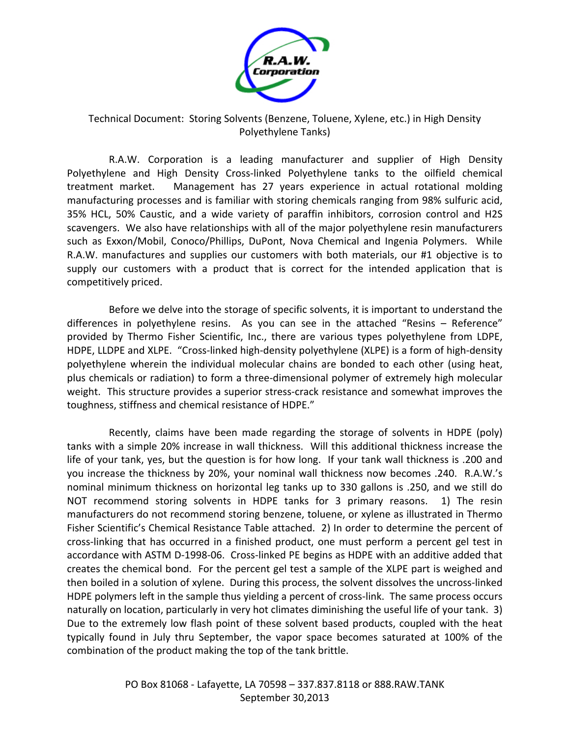Technical Document: Storing Solvents (Benzene, Toluene, Xylene, etc.) in High Density Polyethylene Tanks)

R.A.W. Corporation is a leading manufacturer and supplier of High Density Polyethylene and High Density Cross-linked Polyethylene tanks to the oilfield chemical treatment market. Management has 27 years experience in actual rotational molding manufacturing processes and is familiar with storing chemicals ranging from 98% sulfuric acid, 35% HCL, 50% Caustic, and a wide variety of paraffin inhibitors, corrosion control and H2S scavengers. We also have relationships with all of the major polyethylene resin manufacturers such as Exxon/Mobil, Conoco/Phillips, DuPont, Nova Chemical and Ingenia Polymers. While R.A.W. manufactures and supplies our customers with both materials, our #1 objective is to supply our customers with a product that is correct for the intended application that is competitively priced.

Before we delve into the storage of specific solvents, it is important to understand the differences in polyethylene resins. As you can see in the attached "Resins – Reference" provided by Thermo Fisher Scientific, Inc., there are various types polyethylene from LDPE, HDPE, LLDPE and XLPE. "Cross-linked high-density polyethylene (XLPE) is a form of high-density polyethylene wherein the individual molecular chains are bonded to each other (using heat, plus chemicals or radiation) to form a three-dimensional polymer of extremely high molecular weight. This structure provides a superior stress-crack resistance and somewhat improves the toughness, stiffness and chemical resistance of HDPE."

Recently, claims have been made regarding the storage of solvents in HDPE (poly) tanks with a simple 20% increase in wall thickness. Will this additional thickness increase the life of your tank, yes, but the question is for how long. If your tank wall thickness is .200 and you increase the thickness by 20%, your nominal wall thickness now becomes .240. R.A.W.'s nominal minimum thickness on horizontal leg tanks up to 330 gallons is .250, and we still do NOT recommend storing solvents in HDPE tanks for 3 primary reasons. 1) The resin manufacturers do not recommend storing benzene, toluene, or xylene as illustrated in Thermo Fisher Scientific's Chemical Resistance Table attached. 2) In order to determine the percent of cross-linking that has occurred in a finished product, one must perform a percent gel test in accordance with ASTM D-1998-06. Cross-linked PE begins as HDPE with an additive added that creates the chemical bond. For the percent gel test a sample of the XLPE part is weighed and then boiled in a solution of xylene. During this process, the solvent dissolves the uncross-linked HDPE polymers left in the sample thus yielding a percent of cross-link. The same process occurs naturally on location, particularly in very hot climates diminishing the useful life of your tank. 3) Due to the extremely low flash point of these solvent based products, coupled with the heat typically found in July thru September, the vapor space becomes saturated at 100% of the combination of the product making the top of the tank brittle.

PO Box 81068 - Lafayette, LA 70598 – 337.837.8118 or 888.RAW.TANK
September 30,2013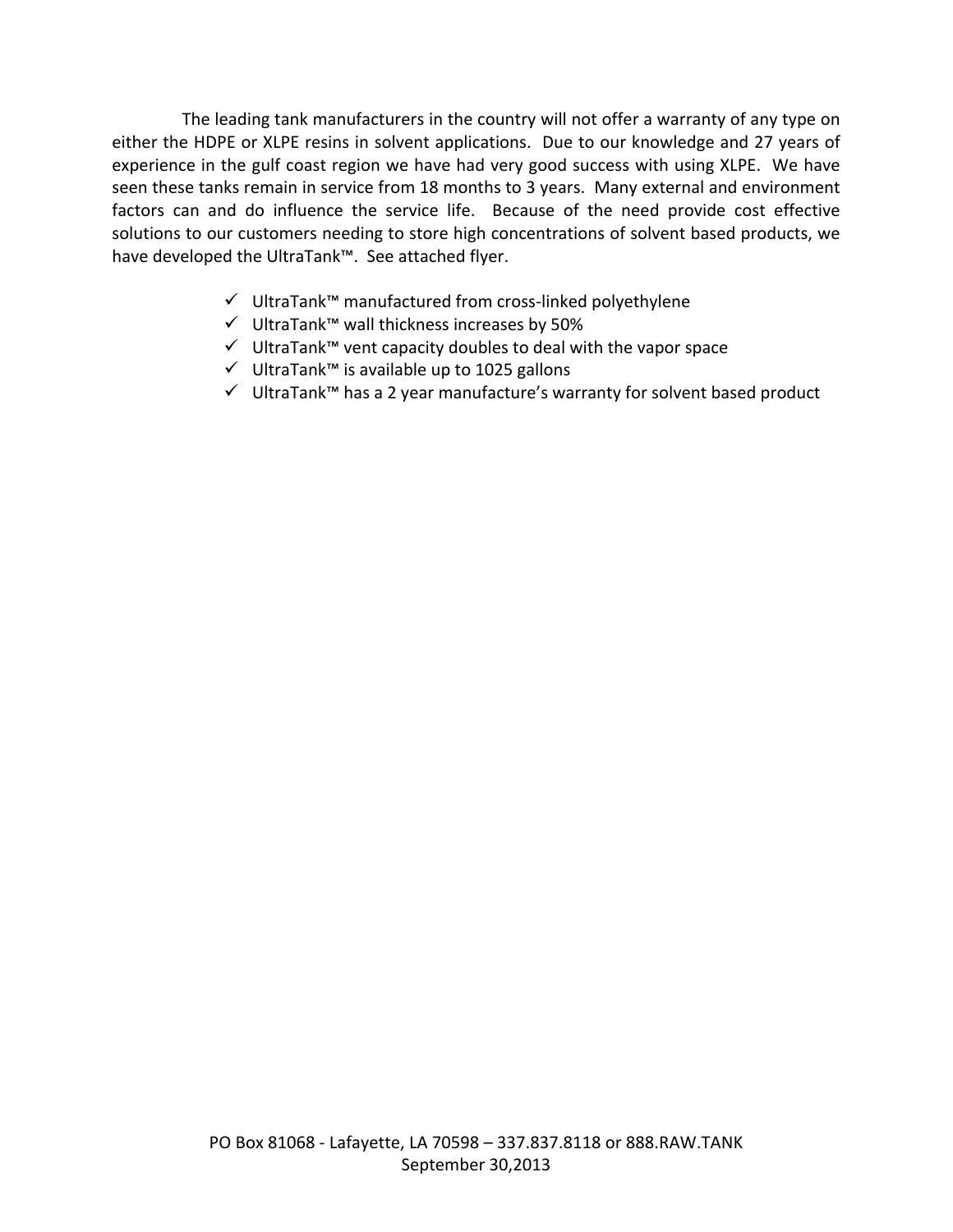The leading tank manufacturers in the country will not offer a warranty of any type on either the HDPE or XLPE resins in solvent applications. Due to our knowledge and 27 years of experience in the gulf coast region we have had very good success with using XLPE. We have seen these tanks remain in service from 18 months to 3 years. Many external and environment factors can and do influence the service life. Because of the need provide cost effective solutions to our customers needing to store high concentrations of solvent based products, we have developed the UltraTank™. See attached flyer.

- ✓ UltraTank™ manufactured from cross-linked polyethylene
- ✓ UltraTank™ wall thickness increases by 50%
- ✓ UltraTank™ vent capacity doubles to deal with the vapor space
- ✓ UltraTank™ is available up to 1025 gallons
- ✓ UltraTank™ has a 2 year manufacture's warranty for solvent based product

PO Box 81068 - Lafayette, LA 70598 – 337.837.8118 or 888.RAW.TANK
September 30,2013